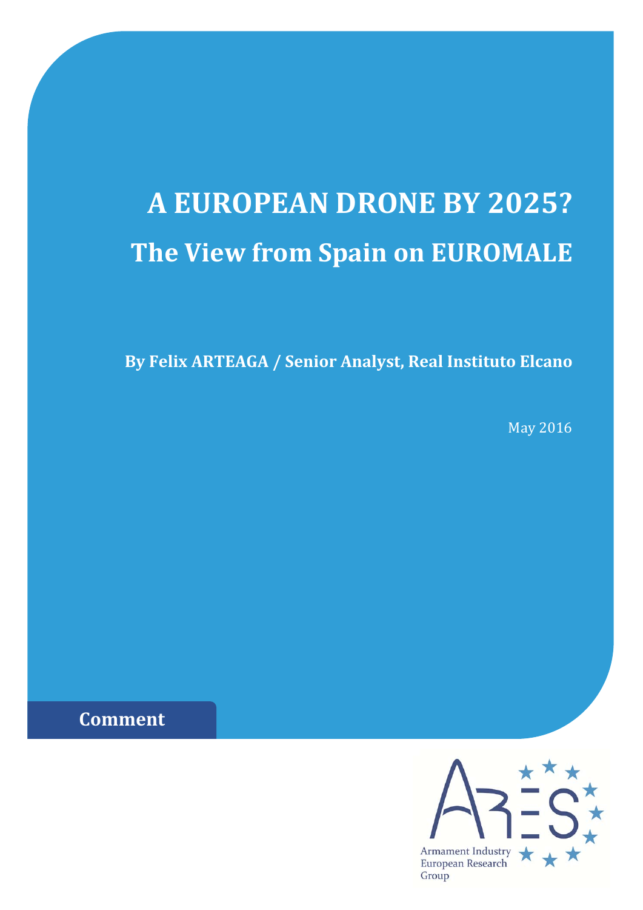# A EUROPEAN DRONE BY 2025?

## The View from Spain on EUROMALE

**By Felix ARTEAGA / Senior Analyst, Real Instituto Elcano**

May 2016

**Comment**

Armament Industry European Research Group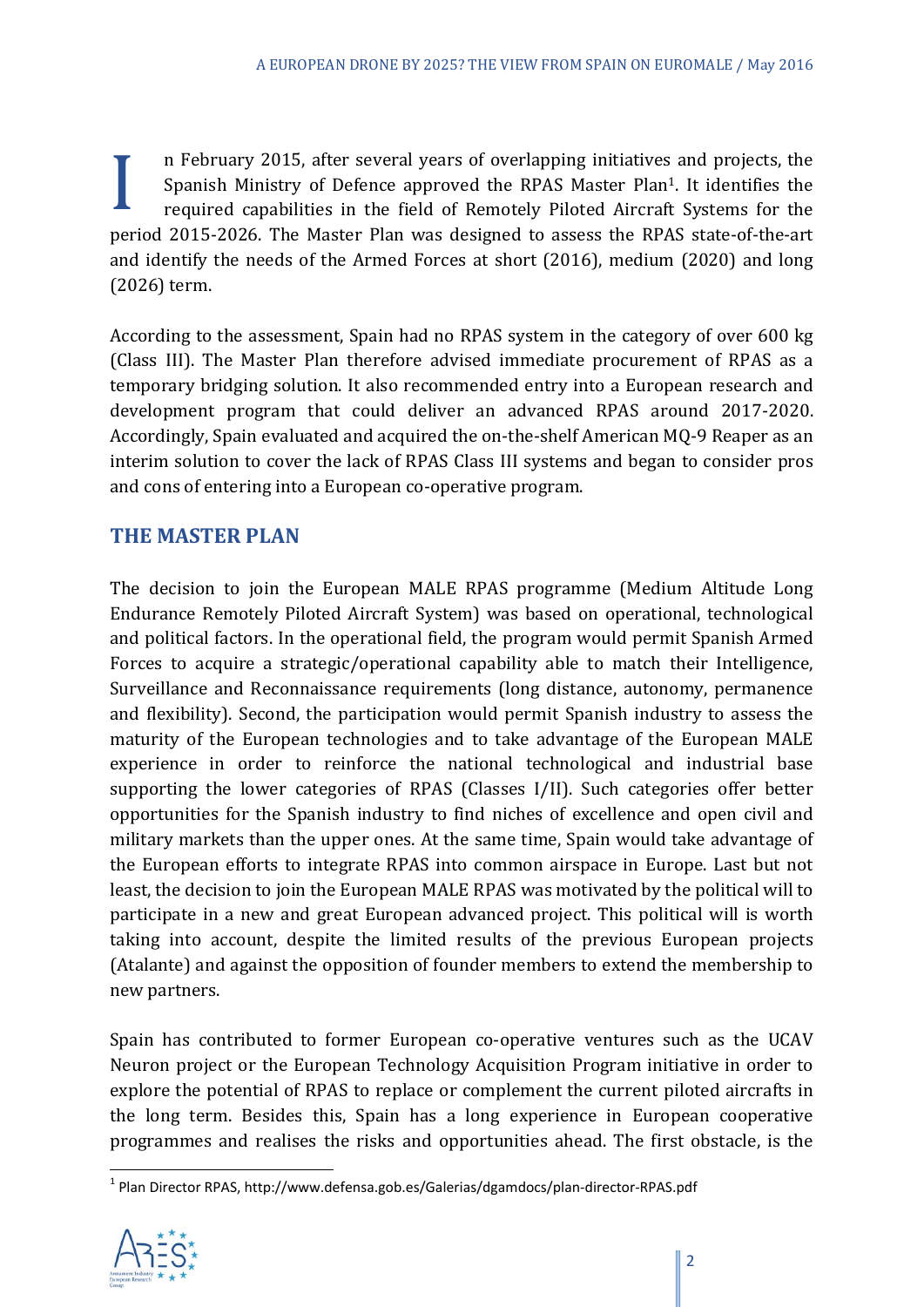In February 2015, after several years of overlapping initiatives and projects, the Spanish Ministry of Defence approved the RPAS Master Plan[1]. It identifies the required capabilities in the field of Remotely Piloted Aircraft Systems for the period 2015-2026. The Master Plan was designed to assess the RPAS state-of-the-art and identify the needs of the Armed Forces at short (2016), medium (2020) and long (2026) term.

According to the assessment, Spain had no RPAS system in the category of over 600 kg (Class III). The Master Plan therefore advised immediate procurement of RPAS as a temporary bridging solution. It also recommended entry into a European research and development program that could deliver an advanced RPAS around 2017-2020. Accordingly, Spain evaluated and acquired the on-the-shelf American MQ-9 Reaper as an interim solution to cover the lack of RPAS Class III systems and began to consider pros and cons of entering into a European co-operative program.

## THE MASTER PLAN

The decision to join the European MALE RPAS programme (Medium Altitude Long Endurance Remotely Piloted Aircraft System) was based on operational, technological and political factors. In the operational field, the program would permit Spanish Armed Forces to acquire a strategic/operational capability able to match their Intelligence, Surveillance and Reconnaissance requirements (long distance, autonomy, permanence and flexibility). Second, the participation would permit Spanish industry to assess the maturity of the European technologies and to take advantage of the European MALE experience in order to reinforce the national technological and industrial base supporting the lower categories of RPAS (Classes I/II). Such categories offer better opportunities for the Spanish industry to find niches of excellence and open civil and military markets than the upper ones. At the same time, Spain would take advantage of the European efforts to integrate RPAS into common airspace in Europe. Last but not least, the decision to join the European MALE RPAS was motivated by the political will to participate in a new and great European advanced project. This political will is worth taking into account, despite the limited results of the previous European projects (Atalante) and against the opposition of founder members to extend the membership to new partners.

Spain has contributed to former European co-operative ventures such as the UCAV Neuron project or the European Technology Acquisition Program initiative in order to explore the potential of RPAS to replace or complement the current piloted aircrafts in the long term. Besides this, Spain has a long experience in European cooperative programmes and realises the risks and opportunities ahead. The first obstacle, is the

[1] Plan Director RPAS, http://www.defensa.gob.es/Galerias/dgamdocs/plan-director-RPAS.pdf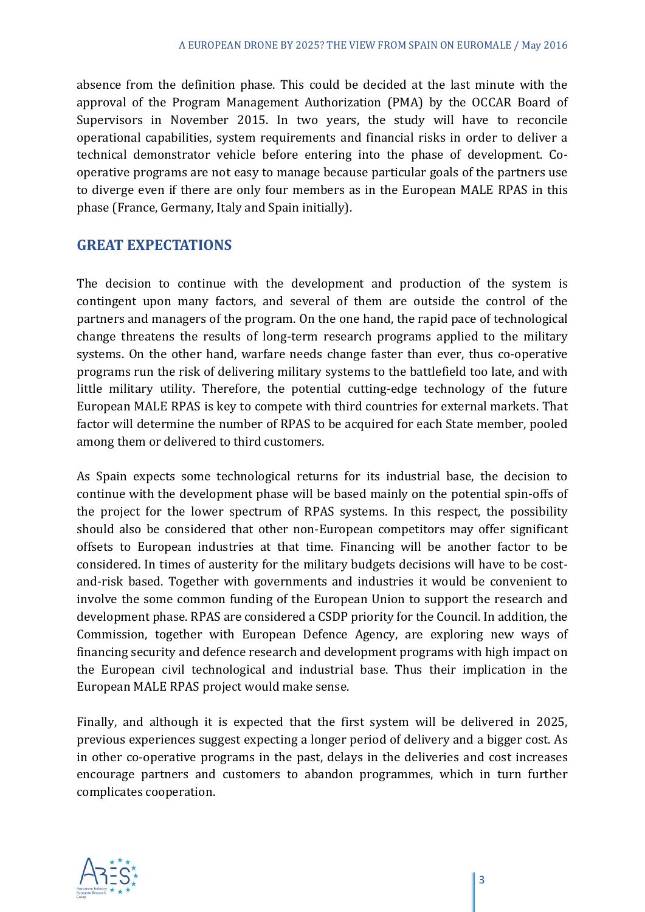absence from the definition phase. This could be decided at the last minute with the approval of the Program Management Authorization (PMA) by the OCCAR Board of Supervisors in November 2015. In two years, the study will have to reconcile operational capabilities, system requirements and financial risks in order to deliver a technical demonstrator vehicle before entering into the phase of development. Co-operative programs are not easy to manage because particular goals of the partners use to diverge even if there are only four members as in the European MALE RPAS in this phase (France, Germany, Italy and Spain initially).

## GREAT EXPECTATIONS

The decision to continue with the development and production of the system is contingent upon many factors, and several of them are outside the control of the partners and managers of the program. On the one hand, the rapid pace of technological change threatens the results of long-term research programs applied to the military systems. On the other hand, warfare needs change faster than ever, thus co-operative programs run the risk of delivering military systems to the battlefield too late, and with little military utility. Therefore, the potential cutting-edge technology of the future European MALE RPAS is key to compete with third countries for external markets. That factor will determine the number of RPAS to be acquired for each State member, pooled among them or delivered to third customers.

As Spain expects some technological returns for its industrial base, the decision to continue with the development phase will be based mainly on the potential spin-offs of the project for the lower spectrum of RPAS systems. In this respect, the possibility should also be considered that other non-European competitors may offer significant offsets to European industries at that time. Financing will be another factor to be considered. In times of austerity for the military budgets decisions will have to be cost-and-risk based. Together with governments and industries it would be convenient to involve the some common funding of the European Union to support the research and development phase. RPAS are considered a CSDP priority for the Council. In addition, the Commission, together with European Defence Agency, are exploring new ways of financing security and defence research and development programs with high impact on the European civil technological and industrial base. Thus their implication in the European MALE RPAS project would make sense.

Finally, and although it is expected that the first system will be delivered in 2025, previous experiences suggest expecting a longer period of delivery and a bigger cost. As in other co-operative programs in the past, delays in the deliveries and cost increases encourage partners and customers to abandon programmes, which in turn further complicates cooperation.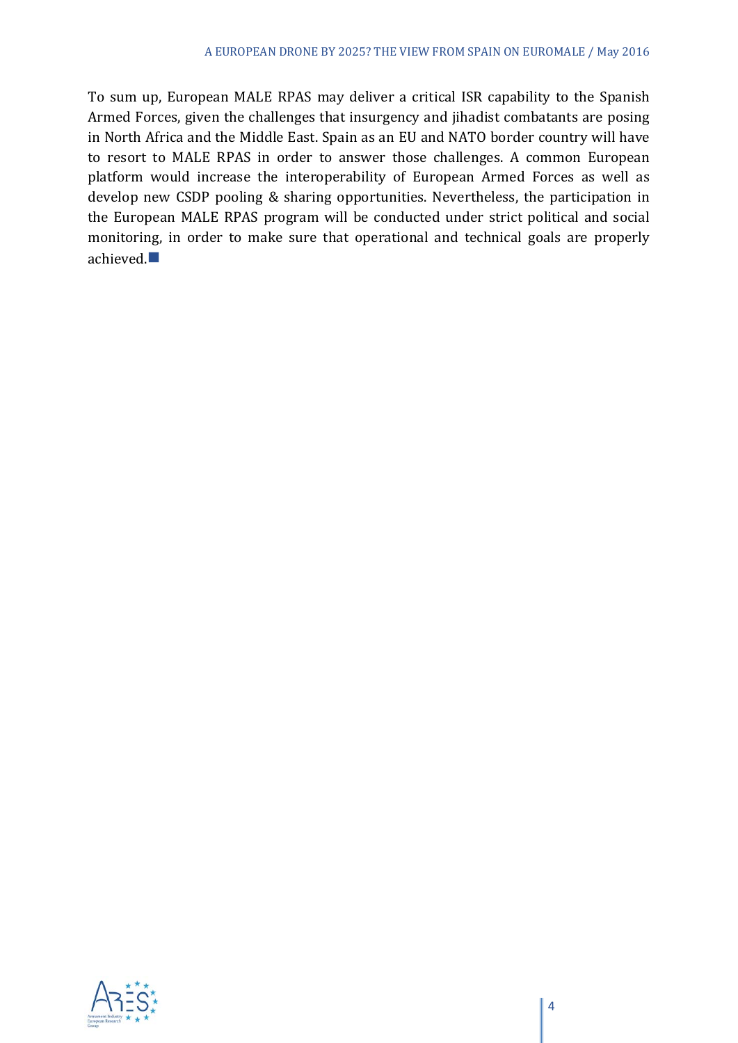To sum up, European MALE RPAS may deliver a critical ISR capability to the Spanish Armed Forces, given the challenges that insurgency and jihadist combatants are posing in North Africa and the Middle East. Spain as an EU and NATO border country will have to resort to MALE RPAS in order to answer those challenges. A common European platform would increase the interoperability of European Armed Forces as well as develop new CSDP pooling & sharing opportunities. Nevertheless, the participation in the European MALE RPAS program will be conducted under strict political and social monitoring, in order to make sure that operational and technical goals are properly achieved.■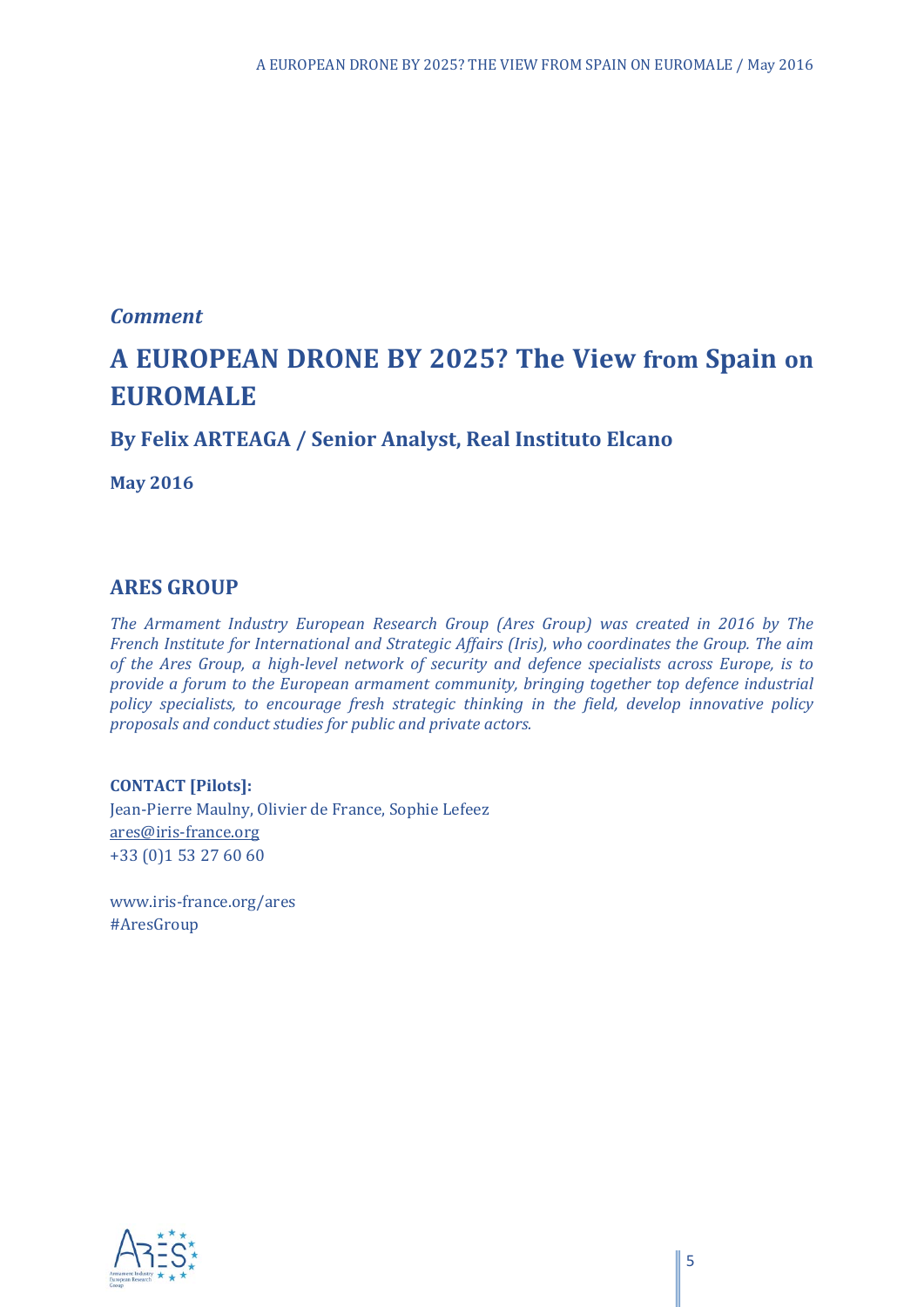*Comment*

# A EUROPEAN DRONE BY 2025? The View from Spain on EUROMALE

## By Felix ARTEAGA / Senior Analyst, Real Instituto Elcano

**May 2016**

## ARES GROUP

*The Armament Industry European Research Group (Ares Group) was created in 2016 by The French Institute for International and Strategic Affairs (Iris), who coordinates the Group. The aim of the Ares Group, a high-level network of security and defence specialists across Europe, is to provide a forum to the European armament community, bringing together top defence industrial policy specialists, to encourage fresh strategic thinking in the field, develop innovative policy proposals and conduct studies for public and private actors.*

**CONTACT [Pilots]:**
Jean-Pierre Maulny, Olivier de France, Sophie Lefeez
ares@iris-france.org
+33 (0)1 53 27 60 60

www.iris-france.org/ares
#AresGroup